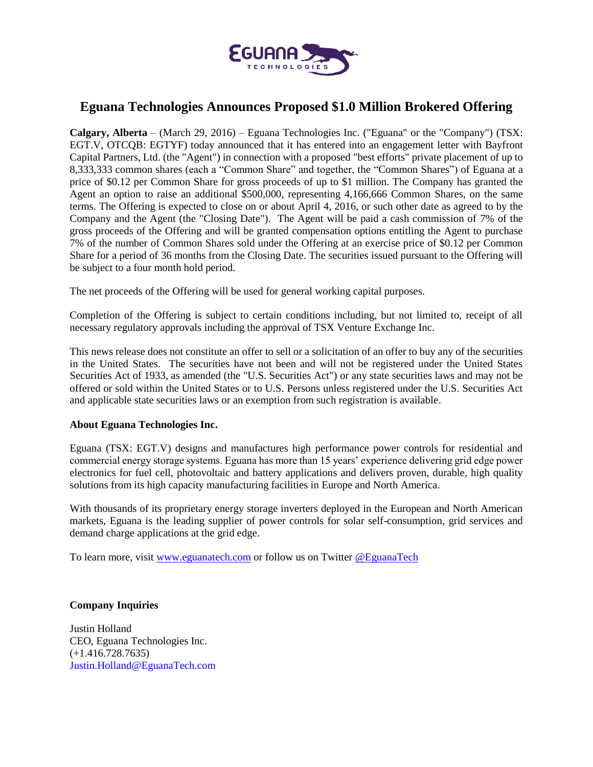# Eguana Technologies Announces Proposed $1.0 Million Brokered Offering

**Calgary, Alberta** – (March 29, 2016) – Eguana Technologies Inc. ("Eguana" or the "Company") (TSX: EGT.V, OTCQB: EGTYF) today announced that it has entered into an engagement letter with Bayfront Capital Partners, Ltd. (the "Agent") in connection with a proposed "best efforts" private placement of up to 8,333,333 common shares (each a "Common Share" and together, the "Common Shares") of Eguana at a price of $0.12 per Common Share for gross proceeds of up to $1 million. The Company has granted the Agent an option to raise an additional $500,000, representing 4,166,666 Common Shares, on the same terms. The Offering is expected to close on or about April 4, 2016, or such other date as agreed to by the Company and the Agent (the "Closing Date"). The Agent will be paid a cash commission of 7% of the gross proceeds of the Offering and will be granted compensation options entitling the Agent to purchase 7% of the number of Common Shares sold under the Offering at an exercise price of $0.12 per Common Share for a period of 36 months from the Closing Date. The securities issued pursuant to the Offering will be subject to a four month hold period.

The net proceeds of the Offering will be used for general working capital purposes.

Completion of the Offering is subject to certain conditions including, but not limited to, receipt of all necessary regulatory approvals including the approval of TSX Venture Exchange Inc.

This news release does not constitute an offer to sell or a solicitation of an offer to buy any of the securities in the United States. The securities have not been and will not be registered under the United States Securities Act of 1933, as amended (the "U.S. Securities Act") or any state securities laws and may not be offered or sold within the United States or to U.S. Persons unless registered under the U.S. Securities Act and applicable state securities laws or an exemption from such registration is available.

**About Eguana Technologies Inc.**

Eguana (TSX: EGT.V) designs and manufactures high performance power controls for residential and commercial energy storage systems. Eguana has more than 15 years' experience delivering grid edge power electronics for fuel cell, photovoltaic and battery applications and delivers proven, durable, high quality solutions from its high capacity manufacturing facilities in Europe and North America.

With thousands of its proprietary energy storage inverters deployed in the European and North American markets, Eguana is the leading supplier of power controls for solar self-consumption, grid services and demand charge applications at the grid edge.

To learn more, visit www.eguanatech.com or follow us on Twitter @EguanaTech

**Company Inquiries**

Justin Holland
CEO, Eguana Technologies Inc.
(+1.416.728.7635)
Justin.Holland@EguanaTech.com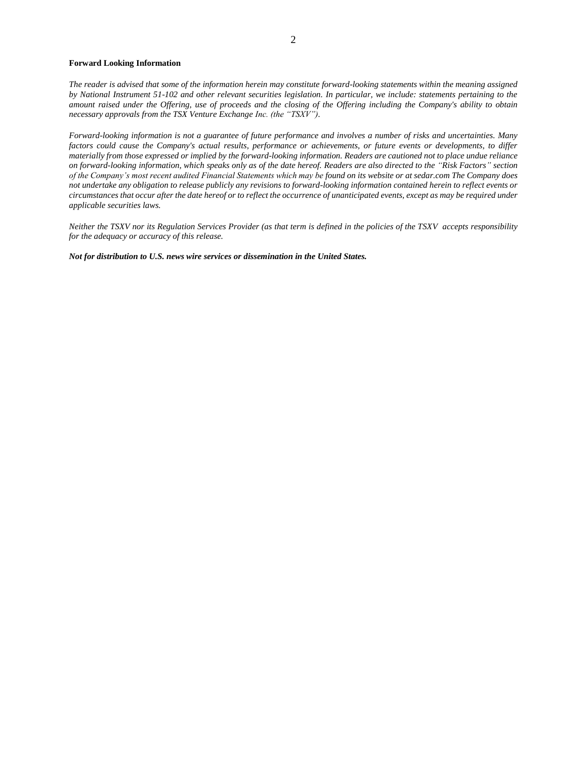**Forward Looking Information**

*The reader is advised that some of the information herein may constitute forward-looking statements within the meaning assigned by National Instrument 51-102 and other relevant securities legislation. In particular, we include: statements pertaining to the amount raised under the Offering, use of proceeds and the closing of the Offering including the Company's ability to obtain necessary approvals from the TSX Venture Exchange Inc. (the "TSXV").*

*Forward-looking information is not a guarantee of future performance and involves a number of risks and uncertainties. Many factors could cause the Company's actual results, performance or achievements, or future events or developments, to differ materially from those expressed or implied by the forward-looking information. Readers are cautioned not to place undue reliance on forward-looking information, which speaks only as of the date hereof. Readers are also directed to the "Risk Factors" section of the Company's most recent audited Financial Statements which may be found on its website or at sedar.com The Company does not undertake any obligation to release publicly any revisions to forward-looking information contained herein to reflect events or circumstances that occur after the date hereof or to reflect the occurrence of unanticipated events, except as may be required under applicable securities laws.*

*Neither the TSXV nor its Regulation Services Provider (as that term is defined in the policies of the TSXV accepts responsibility for the adequacy or accuracy of this release.*

***Not for distribution to U.S. news wire services or dissemination in the United States.***